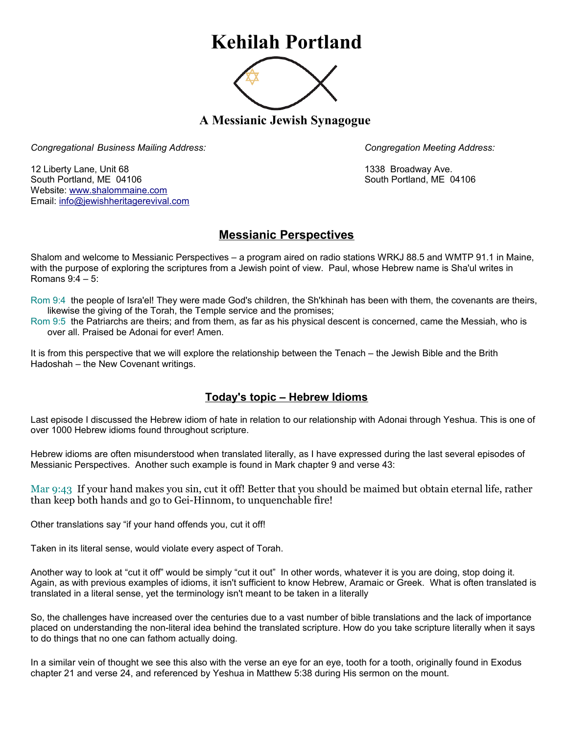# Kehilah Portland

## A Messianic Jewish Synagogue

*Congregational Business Mailing Address:*

12 Liberty Lane, Unit 68
South Portland, ME 04106
Website: www.shalommaine.com
Email: info@jewishheritagerevival.com

*Congregation Meeting Address:*

1338 Broadway Ave.
South Portland, ME 04106

## Messianic Perspectives

Shalom and welcome to Messianic Perspectives – a program aired on radio stations WRKJ 88.5 and WMTP 91.1 in Maine, with the purpose of exploring the scriptures from a Jewish point of view. Paul, whose Hebrew name is Sha'ul writes in Romans 9:4 – 5:

Rom 9:4 the people of Isra'el! They were made God's children, the Sh'khinah has been with them, the covenants are theirs, likewise the giving of the Torah, the Temple service and the promises;
Rom 9:5 the Patriarchs are theirs; and from them, as far as his physical descent is concerned, came the Messiah, who is over all. Praised be Adonai for ever! Amen.

It is from this perspective that we will explore the relationship between the Tenach – the Jewish Bible and the Brith Hadoshah – the New Covenant writings.

## Today's topic – Hebrew Idioms

Last episode I discussed the Hebrew idiom of hate in relation to our relationship with Adonai through Yeshua. This is one of over 1000 Hebrew idioms found throughout scripture.

Hebrew idioms are often misunderstood when translated literally, as I have expressed during the last several episodes of Messianic Perspectives. Another such example is found in Mark chapter 9 and verse 43:

Mar 9:43 If your hand makes you sin, cut it off! Better that you should be maimed but obtain eternal life, rather than keep both hands and go to Gei-Hinnom, to unquenchable fire!

Other translations say "if your hand offends you, cut it off!

Taken in its literal sense, would violate every aspect of Torah.

Another way to look at "cut it off" would be simply "cut it out" In other words, whatever it is you are doing, stop doing it. Again, as with previous examples of idioms, it isn't sufficient to know Hebrew, Aramaic or Greek. What is often translated is translated in a literal sense, yet the terminology isn't meant to be taken in a literally

So, the challenges have increased over the centuries due to a vast number of bible translations and the lack of importance placed on understanding the non-literal idea behind the translated scripture. How do you take scripture literally when it says to do things that no one can fathom actually doing.

In a similar vein of thought we see this also with the verse an eye for an eye, tooth for a tooth, originally found in Exodus chapter 21 and verse 24, and referenced by Yeshua in Matthew 5:38 during His sermon on the mount.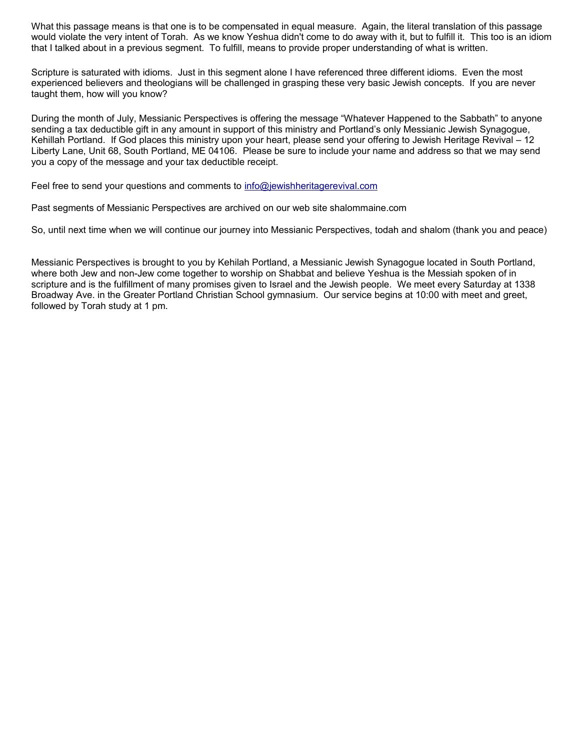What this passage means is that one is to be compensated in equal measure. Again, the literal translation of this passage would violate the very intent of Torah. As we know Yeshua didn't come to do away with it, but to fulfill it. This too is an idiom that I talked about in a previous segment. To fulfill, means to provide proper understanding of what is written.

Scripture is saturated with idioms. Just in this segment alone I have referenced three different idioms. Even the most experienced believers and theologians will be challenged in grasping these very basic Jewish concepts. If you are never taught them, how will you know?

During the month of July, Messianic Perspectives is offering the message "Whatever Happened to the Sabbath" to anyone sending a tax deductible gift in any amount in support of this ministry and Portland's only Messianic Jewish Synagogue, Kehillah Portland. If God places this ministry upon your heart, please send your offering to Jewish Heritage Revival – 12 Liberty Lane, Unit 68, South Portland, ME 04106. Please be sure to include your name and address so that we may send you a copy of the message and your tax deductible receipt.

Feel free to send your questions and comments to [info@jewishheritagerevival.com](mailto:info@jewishheritagerevival.com)

Past segments of Messianic Perspectives are archived on our web site shalommaine.com

So, until next time when we will continue our journey into Messianic Perspectives, todah and shalom (thank you and peace)

Messianic Perspectives is brought to you by Kehilah Portland, a Messianic Jewish Synagogue located in South Portland, where both Jew and non-Jew come together to worship on Shabbat and believe Yeshua is the Messiah spoken of in scripture and is the fulfillment of many promises given to Israel and the Jewish people. We meet every Saturday at 1338 Broadway Ave. in the Greater Portland Christian School gymnasium. Our service begins at 10:00 with meet and greet, followed by Torah study at 1 pm.